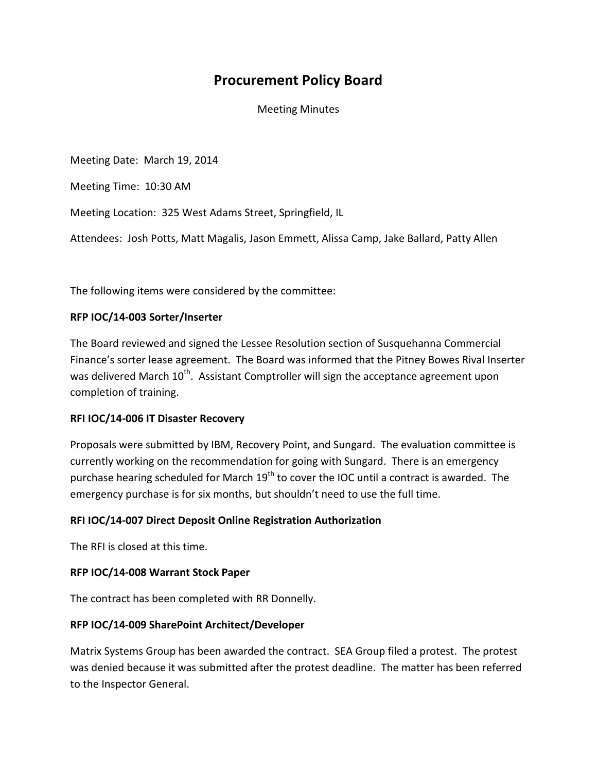# Procurement Policy Board

Meeting Minutes

Meeting Date: March 19, 2014

Meeting Time: 10:30 AM

Meeting Location: 325 West Adams Street, Springfield, IL

Attendees: Josh Potts, Matt Magalis, Jason Emmett, Alissa Camp, Jake Ballard, Patty Allen

The following items were considered by the committee:

**RFP IOC/14-003 Sorter/Inserter**

The Board reviewed and signed the Lessee Resolution section of Susquehanna Commercial Finance's sorter lease agreement. The Board was informed that the Pitney Bowes Rival Inserter was delivered March 10th. Assistant Comptroller will sign the acceptance agreement upon completion of training.

**RFI IOC/14-006 IT Disaster Recovery**

Proposals were submitted by IBM, Recovery Point, and Sungard. The evaluation committee is currently working on the recommendation for going with Sungard. There is an emergency purchase hearing scheduled for March 19th to cover the IOC until a contract is awarded. The emergency purchase is for six months, but shouldn't need to use the full time.

**RFI IOC/14-007 Direct Deposit Online Registration Authorization**

The RFI is closed at this time.

**RFP IOC/14-008 Warrant Stock Paper**

The contract has been completed with RR Donnelly.

**RFP IOC/14-009 SharePoint Architect/Developer**

Matrix Systems Group has been awarded the contract. SEA Group filed a protest. The protest was denied because it was submitted after the protest deadline. The matter has been referred to the Inspector General.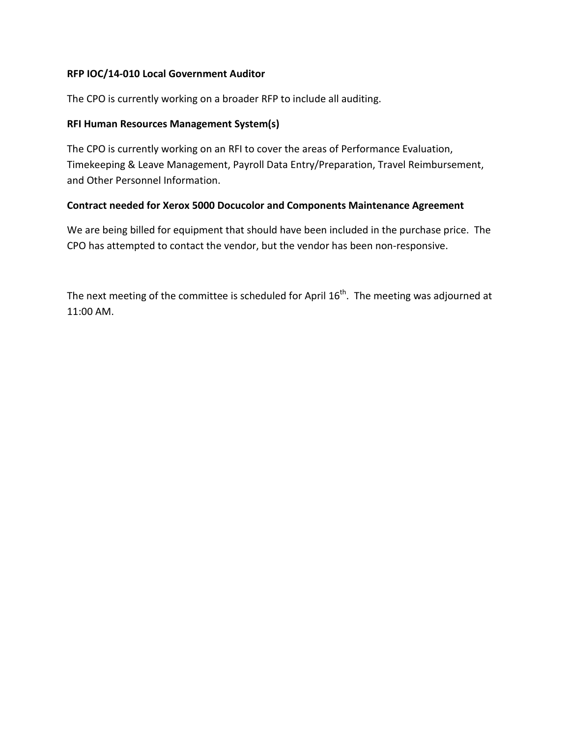**RFP IOC/14-010 Local Government Auditor**

The CPO is currently working on a broader RFP to include all auditing.

**RFI Human Resources Management System(s)**

The CPO is currently working on an RFI to cover the areas of Performance Evaluation, Timekeeping & Leave Management, Payroll Data Entry/Preparation, Travel Reimbursement, and Other Personnel Information.

**Contract needed for Xerox 5000 Docucolor and Components Maintenance Agreement**

We are being billed for equipment that should have been included in the purchase price. The CPO has attempted to contact the vendor, but the vendor has been non-responsive.

The next meeting of the committee is scheduled for April 16th. The meeting was adjourned at 11:00 AM.